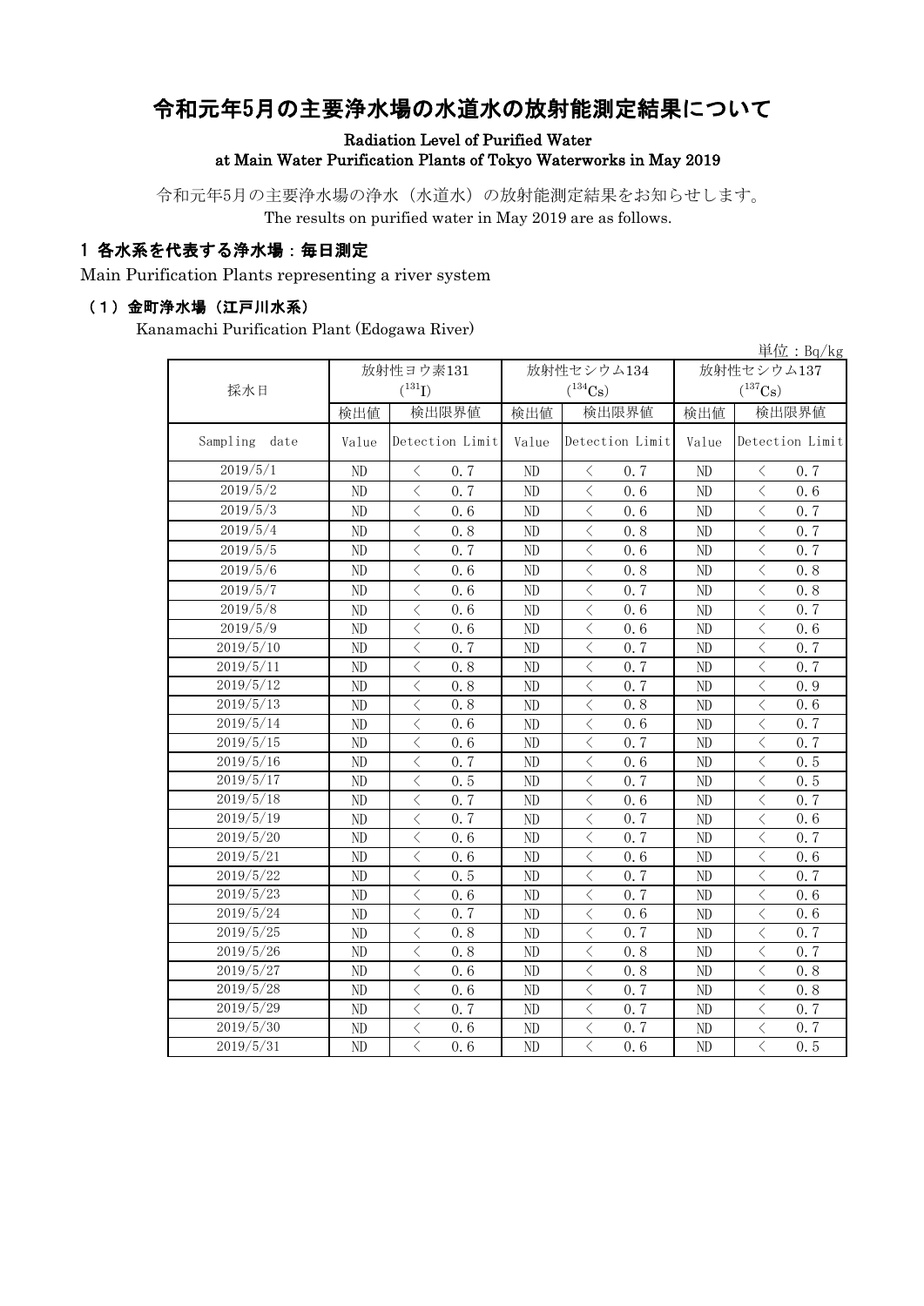# 令和元年5月の主要浄水場の水道水の放射能測定結果について

**Radiation Level of Purified Water at Main Water Purification Plants of Tokyo Waterworks in May 2019**

令和元年5月の主要浄水場の浄水（水道水）の放射能測定結果をお知らせします。
The results on purified water in May 2019 are as follows.

## 1 各水系を代表する浄水場：毎日測定

Main Purification Plants representing a river system

### （1）金町浄水場（江戸川水系）

Kanamachi Purification Plant (Edogawa River)

単位：Bq/kg

| 採水日 | 放射性ヨウ素131 ($^{131}I$) | | 放射性セシウム134 ($^{134}Cs$) | | 放射性セシウム137 ($^{137}Cs$) | |
|---|---|---|---|---|---|---|
| | 検出値 | 検出限界値 | 検出値 | 検出限界値 | 検出値 | 検出限界値 |
| Sampling date | Value | Detection Limit | Value | Detection Limit | Value | Detection Limit |
| 2019/5/1 | ND | ＜ 0.7 | ND | ＜ 0.7 | ND | ＜ 0.7 |
| 2019/5/2 | ND | ＜ 0.7 | ND | ＜ 0.6 | ND | ＜ 0.6 |
| 2019/5/3 | ND | ＜ 0.6 | ND | ＜ 0.6 | ND | ＜ 0.7 |
| 2019/5/4 | ND | ＜ 0.8 | ND | ＜ 0.8 | ND | ＜ 0.7 |
| 2019/5/5 | ND | ＜ 0.7 | ND | ＜ 0.6 | ND | ＜ 0.7 |
| 2019/5/6 | ND | ＜ 0.6 | ND | ＜ 0.8 | ND | ＜ 0.8 |
| 2019/5/7 | ND | ＜ 0.6 | ND | ＜ 0.7 | ND | ＜ 0.8 |
| 2019/5/8 | ND | ＜ 0.6 | ND | ＜ 0.6 | ND | ＜ 0.7 |
| 2019/5/9 | ND | ＜ 0.6 | ND | ＜ 0.6 | ND | ＜ 0.6 |
| 2019/5/10 | ND | ＜ 0.7 | ND | ＜ 0.7 | ND | ＜ 0.7 |
| 2019/5/11 | ND | ＜ 0.8 | ND | ＜ 0.7 | ND | ＜ 0.7 |
| 2019/5/12 | ND | ＜ 0.8 | ND | ＜ 0.7 | ND | ＜ 0.9 |
| 2019/5/13 | ND | ＜ 0.8 | ND | ＜ 0.8 | ND | ＜ 0.6 |
| 2019/5/14 | ND | ＜ 0.6 | ND | ＜ 0.6 | ND | ＜ 0.7 |
| 2019/5/15 | ND | ＜ 0.6 | ND | ＜ 0.7 | ND | ＜ 0.7 |
| 2019/5/16 | ND | ＜ 0.7 | ND | ＜ 0.6 | ND | ＜ 0.5 |
| 2019/5/17 | ND | ＜ 0.5 | ND | ＜ 0.7 | ND | ＜ 0.5 |
| 2019/5/18 | ND | ＜ 0.7 | ND | ＜ 0.6 | ND | ＜ 0.7 |
| 2019/5/19 | ND | ＜ 0.7 | ND | ＜ 0.7 | ND | ＜ 0.6 |
| 2019/5/20 | ND | ＜ 0.6 | ND | ＜ 0.7 | ND | ＜ 0.7 |
| 2019/5/21 | ND | ＜ 0.6 | ND | ＜ 0.6 | ND | ＜ 0.6 |
| 2019/5/22 | ND | ＜ 0.5 | ND | ＜ 0.7 | ND | ＜ 0.7 |
| 2019/5/23 | ND | ＜ 0.6 | ND | ＜ 0.7 | ND | ＜ 0.6 |
| 2019/5/24 | ND | ＜ 0.7 | ND | ＜ 0.6 | ND | ＜ 0.6 |
| 2019/5/25 | ND | ＜ 0.8 | ND | ＜ 0.7 | ND | ＜ 0.7 |
| 2019/5/26 | ND | ＜ 0.8 | ND | ＜ 0.8 | ND | ＜ 0.7 |
| 2019/5/27 | ND | ＜ 0.6 | ND | ＜ 0.8 | ND | ＜ 0.8 |
| 2019/5/28 | ND | ＜ 0.6 | ND | ＜ 0.7 | ND | ＜ 0.8 |
| 2019/5/29 | ND | ＜ 0.7 | ND | ＜ 0.7 | ND | ＜ 0.7 |
| 2019/5/30 | ND | ＜ 0.6 | ND | ＜ 0.7 | ND | ＜ 0.7 |
| 2019/5/31 | ND | ＜ 0.6 | ND | ＜ 0.6 | ND | ＜ 0.5 |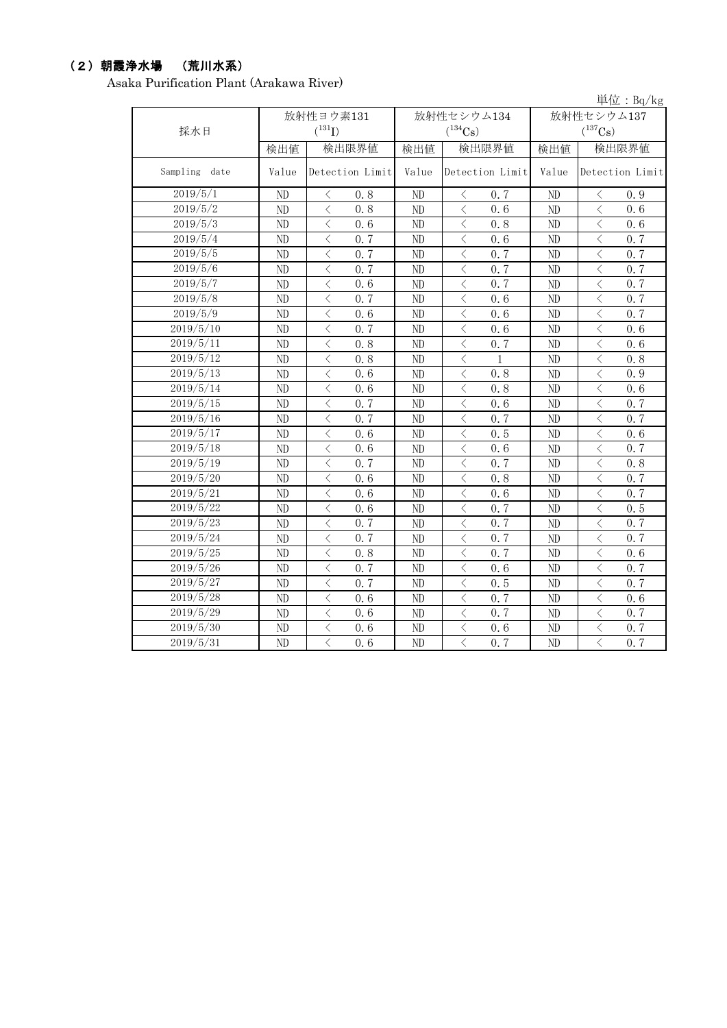## （2）朝霞浄水場　（荒川水系）

Asaka Purification Plant (Arakawa River)

単位：Bq/kg

| 採水日 | 放射性ヨウ素131 ($^{131}I$) | | 放射性セシウム134 ($^{134}Cs$) | | 放射性セシウム137 ($^{137}Cs$) | |
|---|---|---|---|---|---|---|
| | 検出値 | 検出限界値 | 検出値 | 検出限界値 | 検出値 | 検出限界値 |
| Sampling date | Value | Detection Limit | Value | Detection Limit | Value | Detection Limit |
| 2019/5/1 | ND | ＜ 0.8 | ND | ＜ 0.7 | ND | ＜ 0.9 |
| 2019/5/2 | ND | ＜ 0.8 | ND | ＜ 0.6 | ND | ＜ 0.6 |
| 2019/5/3 | ND | ＜ 0.6 | ND | ＜ 0.8 | ND | ＜ 0.6 |
| 2019/5/4 | ND | ＜ 0.7 | ND | ＜ 0.6 | ND | ＜ 0.7 |
| 2019/5/5 | ND | ＜ 0.7 | ND | ＜ 0.7 | ND | ＜ 0.7 |
| 2019/5/6 | ND | ＜ 0.7 | ND | ＜ 0.7 | ND | ＜ 0.7 |
| 2019/5/7 | ND | ＜ 0.6 | ND | ＜ 0.7 | ND | ＜ 0.7 |
| 2019/5/8 | ND | ＜ 0.7 | ND | ＜ 0.6 | ND | ＜ 0.7 |
| 2019/5/9 | ND | ＜ 0.6 | ND | ＜ 0.6 | ND | ＜ 0.7 |
| 2019/5/10 | ND | ＜ 0.7 | ND | ＜ 0.6 | ND | ＜ 0.6 |
| 2019/5/11 | ND | ＜ 0.8 | ND | ＜ 0.7 | ND | ＜ 0.6 |
| 2019/5/12 | ND | ＜ 0.8 | ND | ＜ 1 | ND | ＜ 0.8 |
| 2019/5/13 | ND | ＜ 0.6 | ND | ＜ 0.8 | ND | ＜ 0.9 |
| 2019/5/14 | ND | ＜ 0.6 | ND | ＜ 0.8 | ND | ＜ 0.6 |
| 2019/5/15 | ND | ＜ 0.7 | ND | ＜ 0.6 | ND | ＜ 0.7 |
| 2019/5/16 | ND | ＜ 0.7 | ND | ＜ 0.7 | ND | ＜ 0.7 |
| 2019/5/17 | ND | ＜ 0.6 | ND | ＜ 0.5 | ND | ＜ 0.6 |
| 2019/5/18 | ND | ＜ 0.6 | ND | ＜ 0.6 | ND | ＜ 0.7 |
| 2019/5/19 | ND | ＜ 0.7 | ND | ＜ 0.7 | ND | ＜ 0.8 |
| 2019/5/20 | ND | ＜ 0.6 | ND | ＜ 0.8 | ND | ＜ 0.7 |
| 2019/5/21 | ND | ＜ 0.6 | ND | ＜ 0.6 | ND | ＜ 0.7 |
| 2019/5/22 | ND | ＜ 0.6 | ND | ＜ 0.7 | ND | ＜ 0.5 |
| 2019/5/23 | ND | ＜ 0.7 | ND | ＜ 0.7 | ND | ＜ 0.7 |
| 2019/5/24 | ND | ＜ 0.7 | ND | ＜ 0.7 | ND | ＜ 0.7 |
| 2019/5/25 | ND | ＜ 0.8 | ND | ＜ 0.7 | ND | ＜ 0.6 |
| 2019/5/26 | ND | ＜ 0.7 | ND | ＜ 0.6 | ND | ＜ 0.7 |
| 2019/5/27 | ND | ＜ 0.7 | ND | ＜ 0.5 | ND | ＜ 0.7 |
| 2019/5/28 | ND | ＜ 0.6 | ND | ＜ 0.7 | ND | ＜ 0.6 |
| 2019/5/29 | ND | ＜ 0.6 | ND | ＜ 0.7 | ND | ＜ 0.7 |
| 2019/5/30 | ND | ＜ 0.6 | ND | ＜ 0.6 | ND | ＜ 0.7 |
| 2019/5/31 | ND | ＜ 0.6 | ND | ＜ 0.7 | ND | ＜ 0.7 |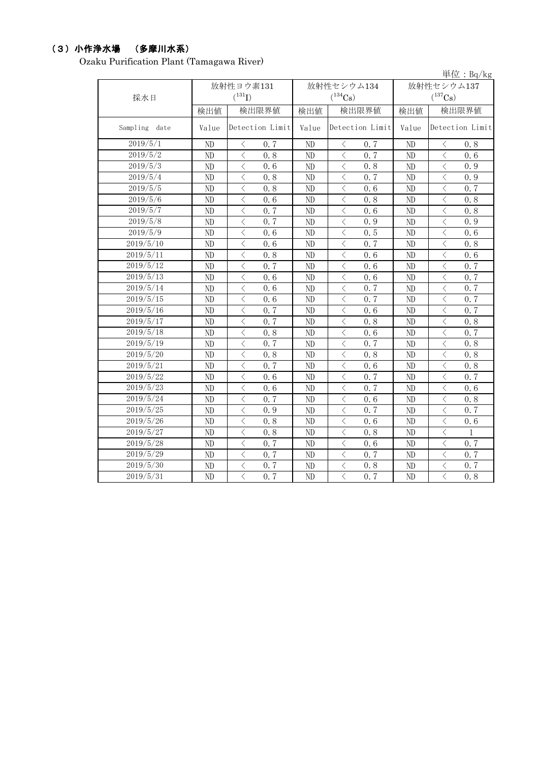### （3）小作浄水場　（多摩川水系）

Ozaku Purification Plant (Tamagawa River)

単位：Bq/kg

| 採水日 | 放射性ヨウ素131 ($^{131}I$) | | 放射性セシウム134 ($^{134}Cs$) | | 放射性セシウム137 ($^{137}Cs$) | |
|---|---|---|---|---|---|---|
| | 検出値 | 検出限界値 | 検出値 | 検出限界値 | 検出値 | 検出限界値 |
| Sampling date | Value | Detection Limit | Value | Detection Limit | Value | Detection Limit |
| 2019/5/1 | ND | ＜ 0.7 | ND | ＜ 0.7 | ND | ＜ 0.8 |
| 2019/5/2 | ND | ＜ 0.8 | ND | ＜ 0.7 | ND | ＜ 0.6 |
| 2019/5/3 | ND | ＜ 0.6 | ND | ＜ 0.8 | ND | ＜ 0.9 |
| 2019/5/4 | ND | ＜ 0.8 | ND | ＜ 0.7 | ND | ＜ 0.9 |
| 2019/5/5 | ND | ＜ 0.8 | ND | ＜ 0.6 | ND | ＜ 0.7 |
| 2019/5/6 | ND | ＜ 0.6 | ND | ＜ 0.8 | ND | ＜ 0.8 |
| 2019/5/7 | ND | ＜ 0.7 | ND | ＜ 0.6 | ND | ＜ 0.8 |
| 2019/5/8 | ND | ＜ 0.7 | ND | ＜ 0.9 | ND | ＜ 0.9 |
| 2019/5/9 | ND | ＜ 0.6 | ND | ＜ 0.5 | ND | ＜ 0.6 |
| 2019/5/10 | ND | ＜ 0.6 | ND | ＜ 0.7 | ND | ＜ 0.8 |
| 2019/5/11 | ND | ＜ 0.8 | ND | ＜ 0.6 | ND | ＜ 0.6 |
| 2019/5/12 | ND | ＜ 0.7 | ND | ＜ 0.6 | ND | ＜ 0.7 |
| 2019/5/13 | ND | ＜ 0.6 | ND | ＜ 0.6 | ND | ＜ 0.7 |
| 2019/5/14 | ND | ＜ 0.6 | ND | ＜ 0.7 | ND | ＜ 0.7 |
| 2019/5/15 | ND | ＜ 0.6 | ND | ＜ 0.7 | ND | ＜ 0.7 |
| 2019/5/16 | ND | ＜ 0.7 | ND | ＜ 0.6 | ND | ＜ 0.7 |
| 2019/5/17 | ND | ＜ 0.7 | ND | ＜ 0.8 | ND | ＜ 0.8 |
| 2019/5/18 | ND | ＜ 0.8 | ND | ＜ 0.6 | ND | ＜ 0.7 |
| 2019/5/19 | ND | ＜ 0.7 | ND | ＜ 0.7 | ND | ＜ 0.8 |
| 2019/5/20 | ND | ＜ 0.8 | ND | ＜ 0.8 | ND | ＜ 0.8 |
| 2019/5/21 | ND | ＜ 0.7 | ND | ＜ 0.6 | ND | ＜ 0.8 |
| 2019/5/22 | ND | ＜ 0.6 | ND | ＜ 0.7 | ND | ＜ 0.7 |
| 2019/5/23 | ND | ＜ 0.6 | ND | ＜ 0.7 | ND | ＜ 0.6 |
| 2019/5/24 | ND | ＜ 0.7 | ND | ＜ 0.6 | ND | ＜ 0.8 |
| 2019/5/25 | ND | ＜ 0.9 | ND | ＜ 0.7 | ND | ＜ 0.7 |
| 2019/5/26 | ND | ＜ 0.8 | ND | ＜ 0.6 | ND | ＜ 0.6 |
| 2019/5/27 | ND | ＜ 0.8 | ND | ＜ 0.8 | ND | ＜ 1 |
| 2019/5/28 | ND | ＜ 0.7 | ND | ＜ 0.6 | ND | ＜ 0.7 |
| 2019/5/29 | ND | ＜ 0.7 | ND | ＜ 0.7 | ND | ＜ 0.7 |
| 2019/5/30 | ND | ＜ 0.7 | ND | ＜ 0.8 | ND | ＜ 0.7 |
| 2019/5/31 | ND | ＜ 0.7 | ND | ＜ 0.7 | ND | ＜ 0.8 |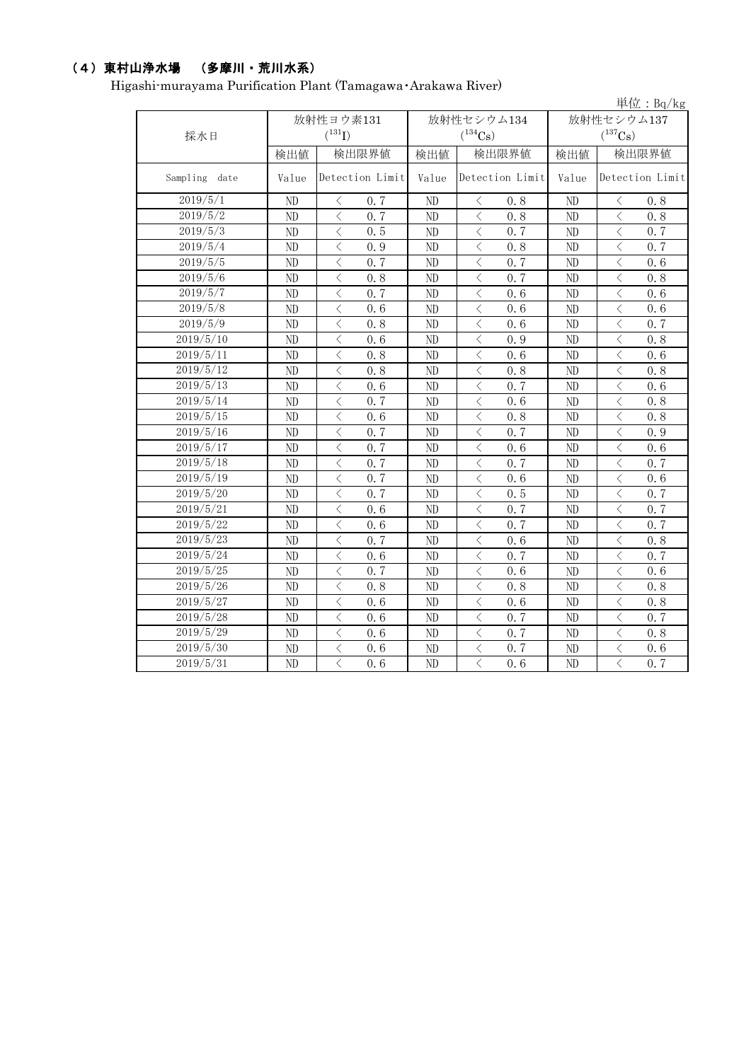### （4）東村山浄水場 （多摩川・荒川水系）

Higashi-murayama Purification Plant (Tamagawa･Arakawa River)

単位：Bq/kg

| 採水日 | 放射性ヨウ素131 ($^{131}$I) | | 放射性セシウム134 ($^{134}$Cs) | | 放射性セシウム137 ($^{137}$Cs) | |
|---|---|---|---|---|---|---|
| | 検出値 | 検出限界値 | 検出値 | 検出限界値 | 検出値 | 検出限界値 |
| Sampling date | Value | Detection Limit | Value | Detection Limit | Value | Detection Limit |
| 2019/5/1 | ND | ＜ 0.7 | ND | ＜ 0.8 | ND | ＜ 0.8 |
| 2019/5/2 | ND | ＜ 0.7 | ND | ＜ 0.8 | ND | ＜ 0.8 |
| 2019/5/3 | ND | ＜ 0.5 | ND | ＜ 0.7 | ND | ＜ 0.7 |
| 2019/5/4 | ND | ＜ 0.9 | ND | ＜ 0.8 | ND | ＜ 0.7 |
| 2019/5/5 | ND | ＜ 0.7 | ND | ＜ 0.7 | ND | ＜ 0.6 |
| 2019/5/6 | ND | ＜ 0.8 | ND | ＜ 0.7 | ND | ＜ 0.8 |
| 2019/5/7 | ND | ＜ 0.7 | ND | ＜ 0.6 | ND | ＜ 0.6 |
| 2019/5/8 | ND | ＜ 0.6 | ND | ＜ 0.6 | ND | ＜ 0.6 |
| 2019/5/9 | ND | ＜ 0.8 | ND | ＜ 0.6 | ND | ＜ 0.7 |
| 2019/5/10 | ND | ＜ 0.6 | ND | ＜ 0.9 | ND | ＜ 0.8 |
| 2019/5/11 | ND | ＜ 0.8 | ND | ＜ 0.6 | ND | ＜ 0.6 |
| 2019/5/12 | ND | ＜ 0.8 | ND | ＜ 0.8 | ND | ＜ 0.8 |
| 2019/5/13 | ND | ＜ 0.6 | ND | ＜ 0.7 | ND | ＜ 0.6 |
| 2019/5/14 | ND | ＜ 0.7 | ND | ＜ 0.6 | ND | ＜ 0.8 |
| 2019/5/15 | ND | ＜ 0.6 | ND | ＜ 0.8 | ND | ＜ 0.8 |
| 2019/5/16 | ND | ＜ 0.7 | ND | ＜ 0.7 | ND | ＜ 0.9 |
| 2019/5/17 | ND | ＜ 0.7 | ND | ＜ 0.6 | ND | ＜ 0.6 |
| 2019/5/18 | ND | ＜ 0.7 | ND | ＜ 0.7 | ND | ＜ 0.7 |
| 2019/5/19 | ND | ＜ 0.7 | ND | ＜ 0.6 | ND | ＜ 0.6 |
| 2019/5/20 | ND | ＜ 0.7 | ND | ＜ 0.5 | ND | ＜ 0.7 |
| 2019/5/21 | ND | ＜ 0.6 | ND | ＜ 0.7 | ND | ＜ 0.7 |
| 2019/5/22 | ND | ＜ 0.6 | ND | ＜ 0.7 | ND | ＜ 0.7 |
| 2019/5/23 | ND | ＜ 0.7 | ND | ＜ 0.6 | ND | ＜ 0.8 |
| 2019/5/24 | ND | ＜ 0.6 | ND | ＜ 0.7 | ND | ＜ 0.7 |
| 2019/5/25 | ND | ＜ 0.7 | ND | ＜ 0.6 | ND | ＜ 0.6 |
| 2019/5/26 | ND | ＜ 0.8 | ND | ＜ 0.8 | ND | ＜ 0.8 |
| 2019/5/27 | ND | ＜ 0.6 | ND | ＜ 0.6 | ND | ＜ 0.8 |
| 2019/5/28 | ND | ＜ 0.6 | ND | ＜ 0.7 | ND | ＜ 0.7 |
| 2019/5/29 | ND | ＜ 0.6 | ND | ＜ 0.7 | ND | ＜ 0.8 |
| 2019/5/30 | ND | ＜ 0.6 | ND | ＜ 0.7 | ND | ＜ 0.6 |
| 2019/5/31 | ND | ＜ 0.6 | ND | ＜ 0.6 | ND | ＜ 0.7 |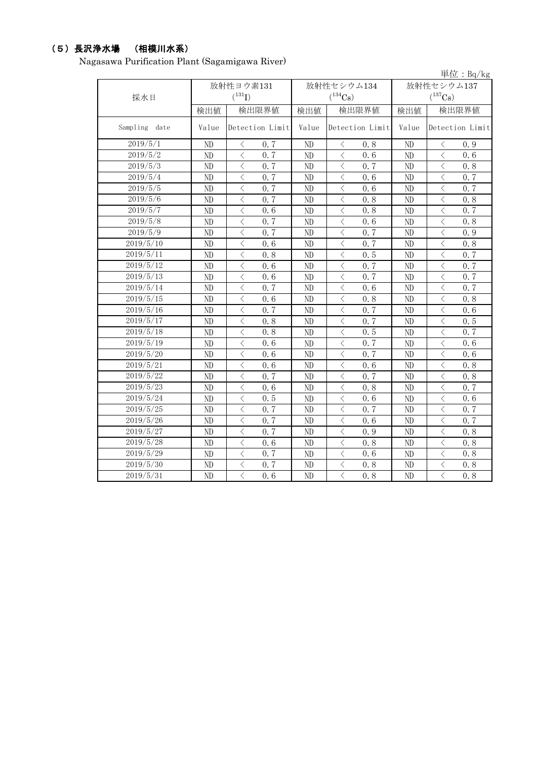## （5）長沢浄水場　（相模川水系）

Nagasawa Purification Plant (Sagamigawa River)

単位：Bq/kg

| 採水日 | 放射性ヨウ素131 ($^{131}I$) | | 放射性セシウム134 ($^{134}Cs$) | | 放射性セシウム137 ($^{137}Cs$) | |
|---|---|---|---|---|---|---|
| | 検出値 | 検出限界値 | 検出値 | 検出限界値 | 検出値 | 検出限界値 |
| Sampling date | Value | Detection Limit | Value | Detection Limit | Value | Detection Limit |
| 2019/5/1 | ND | ＜ 0.7 | ND | ＜ 0.8 | ND | ＜ 0.9 |
| 2019/5/2 | ND | ＜ 0.7 | ND | ＜ 0.6 | ND | ＜ 0.6 |
| 2019/5/3 | ND | ＜ 0.7 | ND | ＜ 0.7 | ND | ＜ 0.8 |
| 2019/5/4 | ND | ＜ 0.7 | ND | ＜ 0.6 | ND | ＜ 0.7 |
| 2019/5/5 | ND | ＜ 0.7 | ND | ＜ 0.6 | ND | ＜ 0.7 |
| 2019/5/6 | ND | ＜ 0.7 | ND | ＜ 0.8 | ND | ＜ 0.8 |
| 2019/5/7 | ND | ＜ 0.6 | ND | ＜ 0.8 | ND | ＜ 0.7 |
| 2019/5/8 | ND | ＜ 0.7 | ND | ＜ 0.6 | ND | ＜ 0.8 |
| 2019/5/9 | ND | ＜ 0.7 | ND | ＜ 0.7 | ND | ＜ 0.9 |
| 2019/5/10 | ND | ＜ 0.6 | ND | ＜ 0.7 | ND | ＜ 0.8 |
| 2019/5/11 | ND | ＜ 0.8 | ND | ＜ 0.5 | ND | ＜ 0.7 |
| 2019/5/12 | ND | ＜ 0.6 | ND | ＜ 0.7 | ND | ＜ 0.7 |
| 2019/5/13 | ND | ＜ 0.6 | ND | ＜ 0.7 | ND | ＜ 0.7 |
| 2019/5/14 | ND | ＜ 0.7 | ND | ＜ 0.6 | ND | ＜ 0.7 |
| 2019/5/15 | ND | ＜ 0.6 | ND | ＜ 0.8 | ND | ＜ 0.8 |
| 2019/5/16 | ND | ＜ 0.7 | ND | ＜ 0.7 | ND | ＜ 0.6 |
| 2019/5/17 | ND | ＜ 0.8 | ND | ＜ 0.7 | ND | ＜ 0.5 |
| 2019/5/18 | ND | ＜ 0.8 | ND | ＜ 0.5 | ND | ＜ 0.7 |
| 2019/5/19 | ND | ＜ 0.6 | ND | ＜ 0.7 | ND | ＜ 0.6 |
| 2019/5/20 | ND | ＜ 0.6 | ND | ＜ 0.7 | ND | ＜ 0.6 |
| 2019/5/21 | ND | ＜ 0.6 | ND | ＜ 0.6 | ND | ＜ 0.8 |
| 2019/5/22 | ND | ＜ 0.7 | ND | ＜ 0.7 | ND | ＜ 0.8 |
| 2019/5/23 | ND | ＜ 0.6 | ND | ＜ 0.8 | ND | ＜ 0.7 |
| 2019/5/24 | ND | ＜ 0.5 | ND | ＜ 0.6 | ND | ＜ 0.6 |
| 2019/5/25 | ND | ＜ 0.7 | ND | ＜ 0.7 | ND | ＜ 0.7 |
| 2019/5/26 | ND | ＜ 0.7 | ND | ＜ 0.6 | ND | ＜ 0.7 |
| 2019/5/27 | ND | ＜ 0.7 | ND | ＜ 0.9 | ND | ＜ 0.8 |
| 2019/5/28 | ND | ＜ 0.6 | ND | ＜ 0.8 | ND | ＜ 0.8 |
| 2019/5/29 | ND | ＜ 0.7 | ND | ＜ 0.6 | ND | ＜ 0.8 |
| 2019/5/30 | ND | ＜ 0.7 | ND | ＜ 0.8 | ND | ＜ 0.8 |
| 2019/5/31 | ND | ＜ 0.6 | ND | ＜ 0.8 | ND | ＜ 0.8 |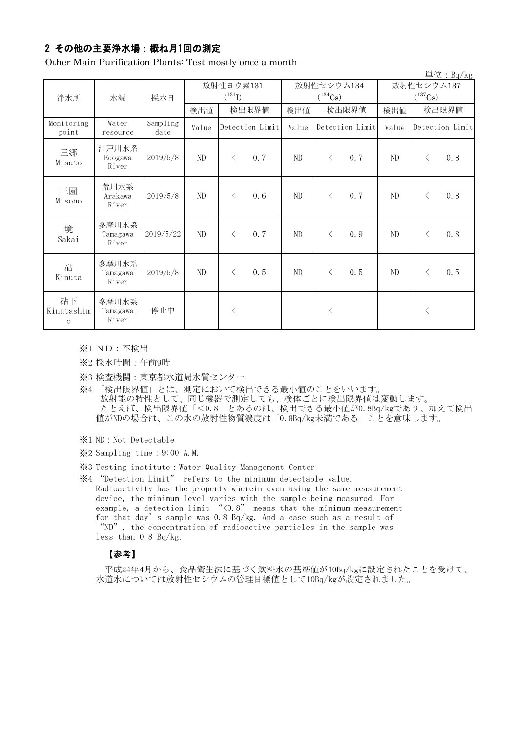## 2 その他の主要浄水場：概ね月1回の測定

Other Main Purification Plants: Test mostly once a month

単位：Bq/kg

| 浄水所 | 水源 | 採水日 | 放射性ヨウ素131 ($^{131}I$) | | 放射性セシウム134 ($^{134}Cs$) | | 放射性セシウム137 ($^{137}Cs$) | |
|---|---|---|---|---|---|---|---|---|
| | | | 検出値 | 検出限界値 | 検出値 | 検出限界値 | 検出値 | 検出限界値 |
| Monitoring point | Water resource | Sampling date | Value | Detection Limit | Value | Detection Limit | Value | Detection Limit |
| 三郷 Misato | 江戸川水系 Edogawa River | 2019/5/8 | ND | ＜ 0.7 | ND | ＜ 0.7 | ND | ＜ 0.8 |
| 三園 Misono | 荒川水系 Arakawa River | 2019/5/8 | ND | ＜ 0.6 | ND | ＜ 0.7 | ND | ＜ 0.8 |
| 境 Sakai | 多摩川水系 Tamagawa River | 2019/5/22 | ND | ＜ 0.7 | ND | ＜ 0.9 | ND | ＜ 0.8 |
| 砧 Kinuta | 多摩川水系 Tamagawa River | 2019/5/8 | ND | ＜ 0.5 | ND | ＜ 0.5 | ND | ＜ 0.5 |
| 砧下 Kinutashimo | 多摩川水系 Tamagawa River | 停止中 | | ＜ | | ＜ | | ＜ |

※1 ＮＤ：不検出

※2 採水時間：午前9時

※3 検査機関：東京都水道局水質センター

※4 「検出限界値」とは、測定において検出できる最小値のことをいいます。
放射能の特性として、同じ機器で測定しても、検体ごとに検出限界値は変動します。
たとえば、検出限界値「＜0.8」とあるのは、検出できる最小値が0.8Bq/kgであり、加えて検出値がNDの場合は、この水の放射性物質濃度は「0.8Bq/kg未満である」ことを意味します。

※1 ND：Not Detectable

※2 Sampling time：9:00 A.M.

※3 Testing institute：Water Quality Management Center

※4 "Detection Limit" refers to the minimum detectable value.
Radioactivity has the property wherein even using the same measurement device, the minimum level varies with the sample being measured. For example, a detection limit "<0.8" means that the minimum measurement for that day's sample was 0.8 Bq/kg. And a case such as a result of "ND", the concentration of radioactive particles in the sample was less than 0.8 Bq/kg.

### 【参考】

平成24年4月から、食品衛生法に基づく飲料水の基準値が10Bq/kgに設定されたことを受けて、水道水については放射性セシウムの管理目標値として10Bq/kgが設定されました。